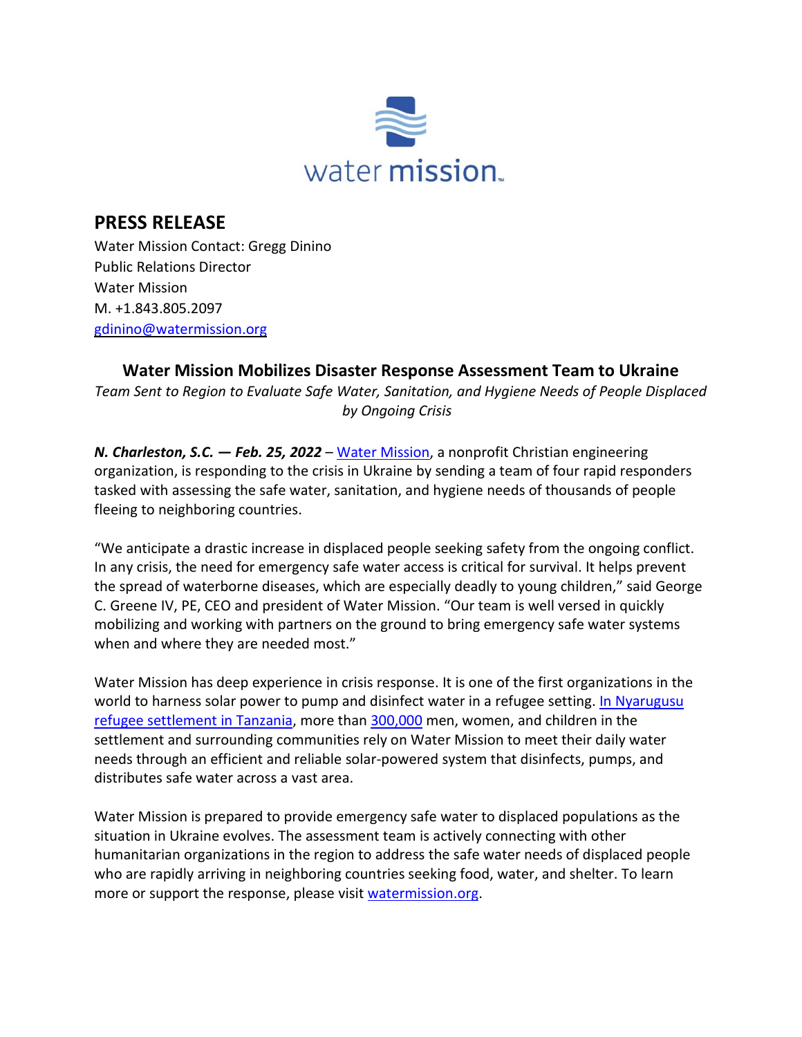water mission

# PRESS RELEASE

Water Mission Contact: Gregg Dinino
Public Relations Director
Water Mission
M. +1.843.805.2097
gdinino@watermission.org

## Water Mission Mobilizes Disaster Response Assessment Team to Ukraine

*Team Sent to Region to Evaluate Safe Water, Sanitation, and Hygiene Needs of People Displaced by Ongoing Crisis*

***N. Charleston, S.C. — Feb. 25, 2022*** – Water Mission, a nonprofit Christian engineering organization, is responding to the crisis in Ukraine by sending a team of four rapid responders tasked with assessing the safe water, sanitation, and hygiene needs of thousands of people fleeing to neighboring countries.

"We anticipate a drastic increase in displaced people seeking safety from the ongoing conflict. In any crisis, the need for emergency safe water access is critical for survival. It helps prevent the spread of waterborne diseases, which are especially deadly to young children," said George C. Greene IV, PE, CEO and president of Water Mission. "Our team is well versed in quickly mobilizing and working with partners on the ground to bring emergency safe water systems when and where they are needed most."

Water Mission has deep experience in crisis response. It is one of the first organizations in the world to harness solar power to pump and disinfect water in a refugee setting. In Nyarugusu refugee settlement in Tanzania, more than 300,000 men, women, and children in the settlement and surrounding communities rely on Water Mission to meet their daily water needs through an efficient and reliable solar-powered system that disinfects, pumps, and distributes safe water across a vast area.

Water Mission is prepared to provide emergency safe water to displaced populations as the situation in Ukraine evolves. The assessment team is actively connecting with other humanitarian organizations in the region to address the safe water needs of displaced people who are rapidly arriving in neighboring countries seeking food, water, and shelter. To learn more or support the response, please visit watermission.org.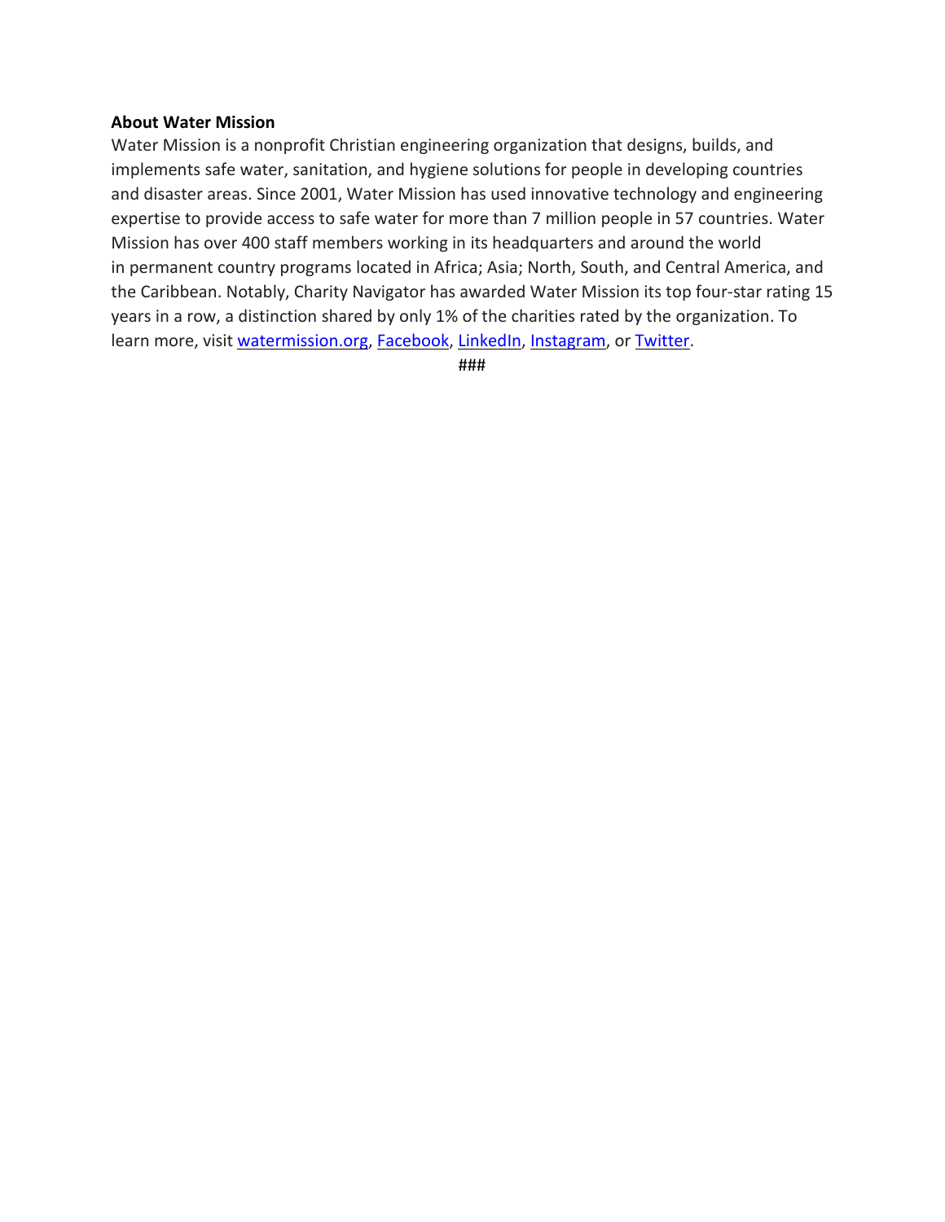**About Water Mission**

Water Mission is a nonprofit Christian engineering organization that designs, builds, and implements safe water, sanitation, and hygiene solutions for people in developing countries and disaster areas. Since 2001, Water Mission has used innovative technology and engineering expertise to provide access to safe water for more than 7 million people in 57 countries. Water Mission has over 400 staff members working in its headquarters and around the world in permanent country programs located in Africa; Asia; North, South, and Central America, and the Caribbean. Notably, Charity Navigator has awarded Water Mission its top four-star rating 15 years in a row, a distinction shared by only 1% of the charities rated by the organization. To learn more, visit watermission.org, Facebook, LinkedIn, Instagram, or Twitter.

###